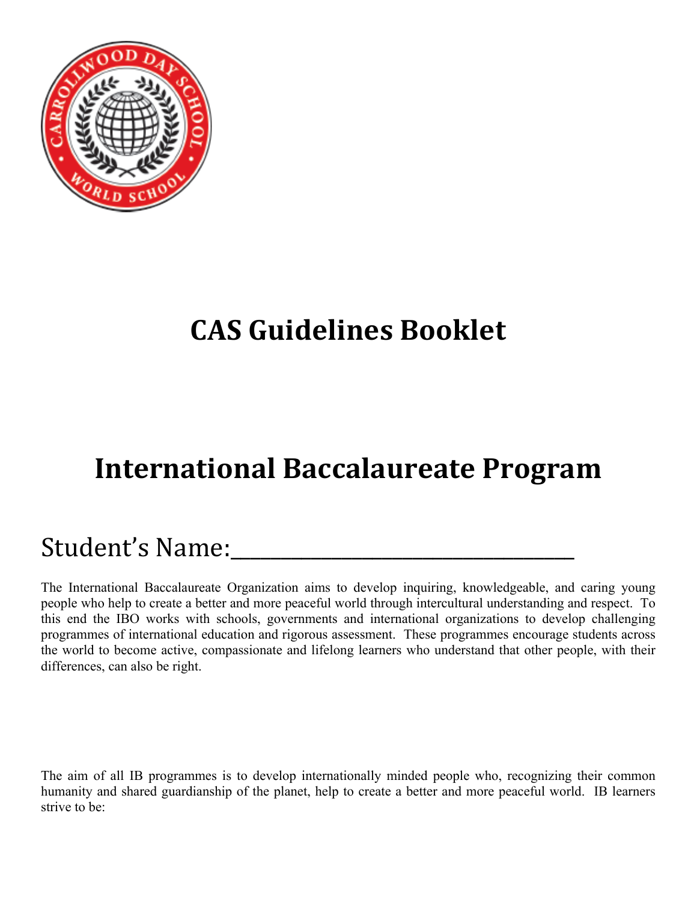# CAS Guidelines Booklet

# International Baccalaureate Program

Student's Name:_______________________________

The International Baccalaureate Organization aims to develop inquiring, knowledgeable, and caring young people who help to create a better and more peaceful world through intercultural understanding and respect. To this end the IBO works with schools, governments and international organizations to develop challenging programmes of international education and rigorous assessment. These programmes encourage students across the world to become active, compassionate and lifelong learners who understand that other people, with their differences, can also be right.

The aim of all IB programmes is to develop internationally minded people who, recognizing their common humanity and shared guardianship of the planet, help to create a better and more peaceful world. IB learners strive to be: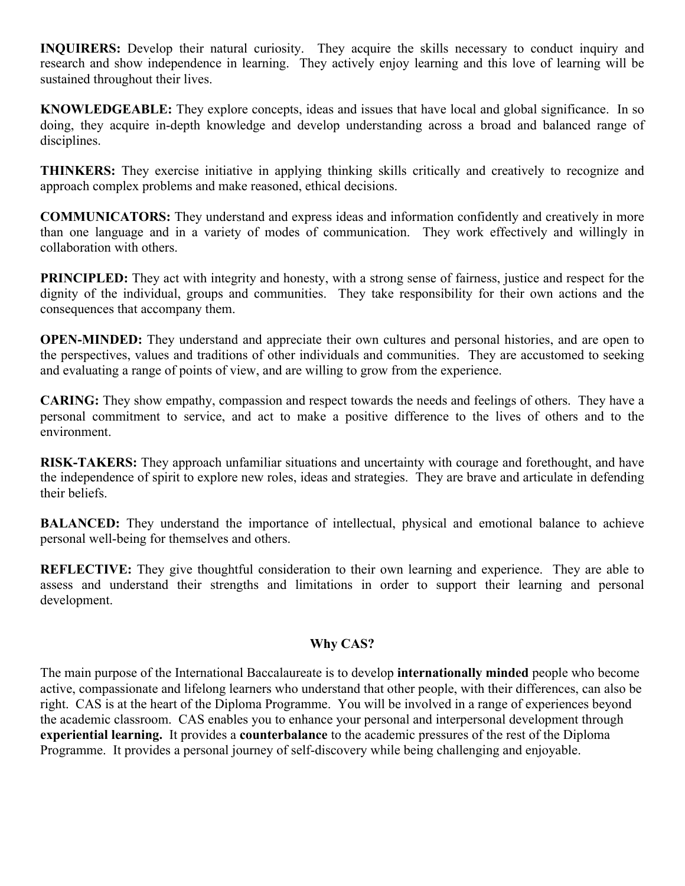**INQUIRERS:** Develop their natural curiosity. They acquire the skills necessary to conduct inquiry and research and show independence in learning. They actively enjoy learning and this love of learning will be sustained throughout their lives.

**KNOWLEDGEABLE:** They explore concepts, ideas and issues that have local and global significance. In so doing, they acquire in-depth knowledge and develop understanding across a broad and balanced range of disciplines.

**THINKERS:** They exercise initiative in applying thinking skills critically and creatively to recognize and approach complex problems and make reasoned, ethical decisions.

**COMMUNICATORS:** They understand and express ideas and information confidently and creatively in more than one language and in a variety of modes of communication. They work effectively and willingly in collaboration with others.

**PRINCIPLED:** They act with integrity and honesty, with a strong sense of fairness, justice and respect for the dignity of the individual, groups and communities. They take responsibility for their own actions and the consequences that accompany them.

**OPEN-MINDED:** They understand and appreciate their own cultures and personal histories, and are open to the perspectives, values and traditions of other individuals and communities. They are accustomed to seeking and evaluating a range of points of view, and are willing to grow from the experience.

**CARING:** They show empathy, compassion and respect towards the needs and feelings of others. They have a personal commitment to service, and act to make a positive difference to the lives of others and to the environment.

**RISK-TAKERS:** They approach unfamiliar situations and uncertainty with courage and forethought, and have the independence of spirit to explore new roles, ideas and strategies. They are brave and articulate in defending their beliefs.

**BALANCED:** They understand the importance of intellectual, physical and emotional balance to achieve personal well-being for themselves and others.

**REFLECTIVE:** They give thoughtful consideration to their own learning and experience. They are able to assess and understand their strengths and limitations in order to support their learning and personal development.

## Why CAS?

The main purpose of the International Baccalaureate is to develop **internationally minded** people who become active, compassionate and lifelong learners who understand that other people, with their differences, can also be right. CAS is at the heart of the Diploma Programme. You will be involved in a range of experiences beyond the academic classroom. CAS enables you to enhance your personal and interpersonal development through **experiential learning.** It provides a **counterbalance** to the academic pressures of the rest of the Diploma Programme. It provides a personal journey of self-discovery while being challenging and enjoyable.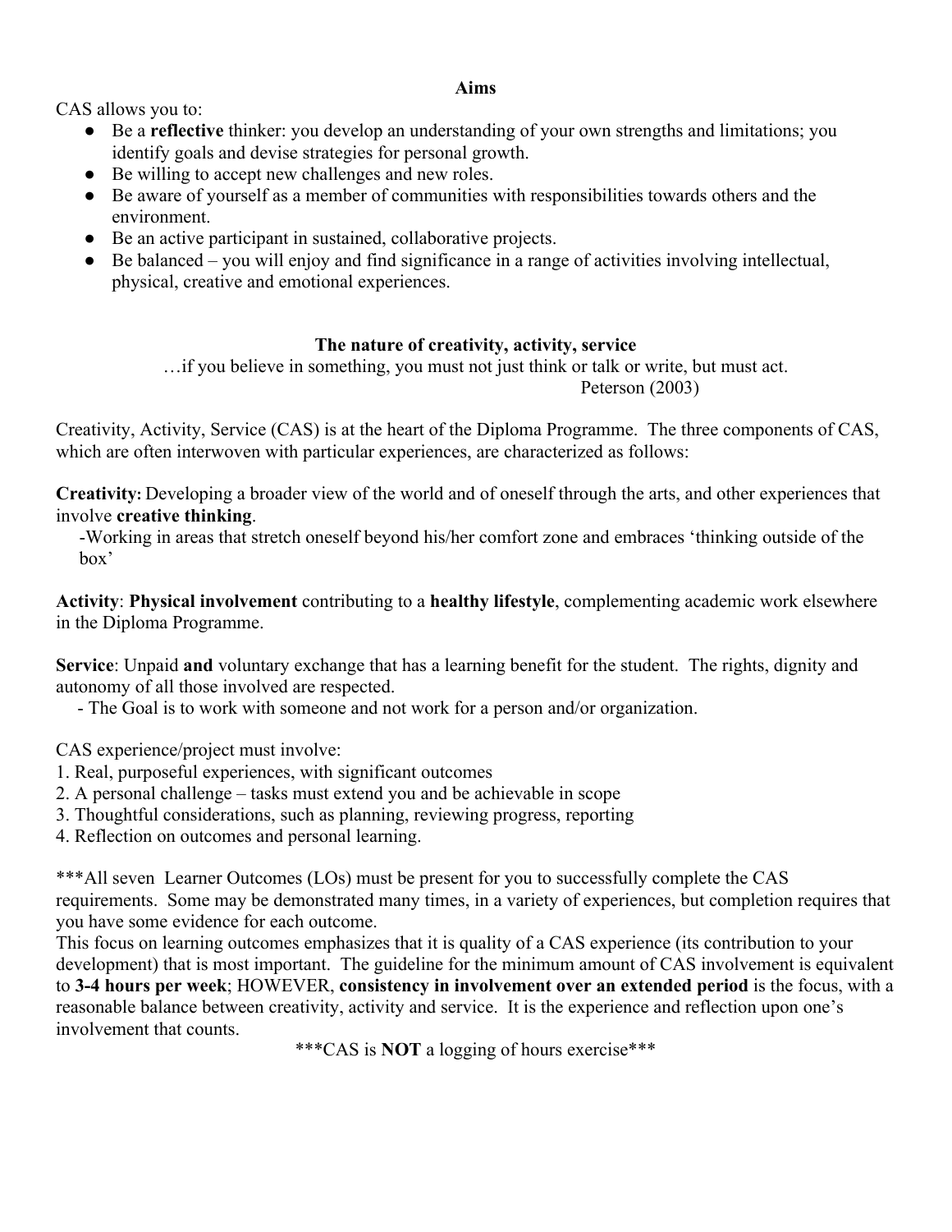## Aims

CAS allows you to:

- Be a **reflective** thinker: you develop an understanding of your own strengths and limitations; you identify goals and devise strategies for personal growth.
- Be willing to accept new challenges and new roles.
- Be aware of yourself as a member of communities with responsibilities towards others and the environment.
- Be an active participant in sustained, collaborative projects.
- Be balanced – you will enjoy and find significance in a range of activities involving intellectual, physical, creative and emotional experiences.

## The nature of creativity, activity, service

…if you believe in something, you must not just think or talk or write, but must act.

Peterson (2003)

Creativity, Activity, Service (CAS) is at the heart of the Diploma Programme. The three components of CAS, which are often interwoven with particular experiences, are characterized as follows:

**Creativity:** Developing a broader view of the world and of oneself through the arts, and other experiences that involve **creative thinking**.

-Working in areas that stretch oneself beyond his/her comfort zone and embraces 'thinking outside of the box'

**Activity**: **Physical involvement** contributing to a **healthy lifestyle**, complementing academic work elsewhere in the Diploma Programme.

**Service**: Unpaid **and** voluntary exchange that has a learning benefit for the student. The rights, dignity and autonomy of all those involved are respected.

- The Goal is to work with someone and not work for a person and/or organization.

CAS experience/project must involve:

1. Real, purposeful experiences, with significant outcomes
2. A personal challenge – tasks must extend you and be achievable in scope
3. Thoughtful considerations, such as planning, reviewing progress, reporting
4. Reflection on outcomes and personal learning.

***All seven Learner Outcomes (LOs) must be present for you to successfully complete the CAS requirements. Some may be demonstrated many times, in a variety of experiences, but completion requires that you have some evidence for each outcome.

This focus on learning outcomes emphasizes that it is quality of a CAS experience (its contribution to your development) that is most important. The guideline for the minimum amount of CAS involvement is equivalent to **3-4 hours per week**; HOWEVER, **consistency in involvement over an extended period** is the focus, with a reasonable balance between creativity, activity and service. It is the experience and reflection upon one's involvement that counts.

***CAS is **NOT** a logging of hours exercise***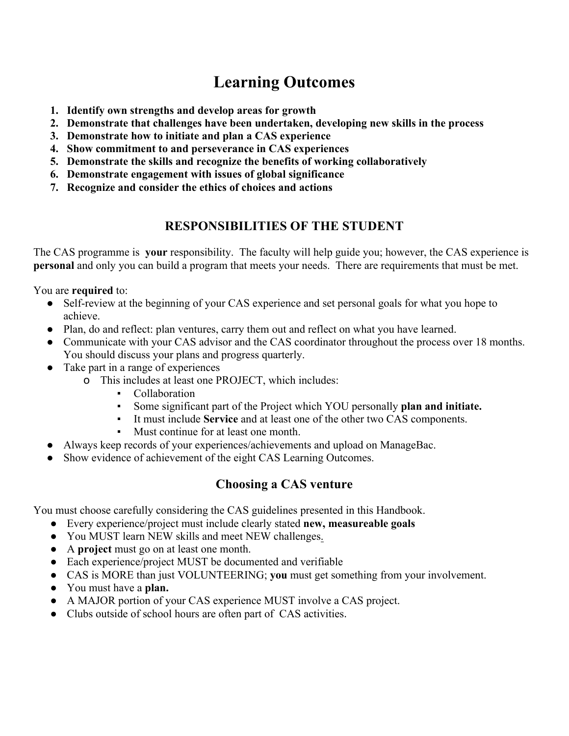# Learning Outcomes

1. **Identify own strengths and develop areas for growth**
2. **Demonstrate that challenges have been undertaken, developing new skills in the process**
3. **Demonstrate how to initiate and plan a CAS experience**
4. **Show commitment to and perseverance in CAS experiences**
5. **Demonstrate the skills and recognize the benefits of working collaboratively**
6. **Demonstrate engagement with issues of global significance**
7. **Recognize and consider the ethics of choices and actions**

## RESPONSIBILITIES OF THE STUDENT

The CAS programme is **your** responsibility. The faculty will help guide you; however, the CAS experience is **personal** and only you can build a program that meets your needs. There are requirements that must be met.

You are **required** to:

- Self-review at the beginning of your CAS experience and set personal goals for what you hope to achieve.
- Plan, do and reflect: plan ventures, carry them out and reflect on what you have learned.
- Communicate with your CAS advisor and the CAS coordinator throughout the process over 18 months. You should discuss your plans and progress quarterly.
- Take part in a range of experiences
  - This includes at least one PROJECT, which includes:
    - Collaboration
    - Some significant part of the Project which YOU personally **plan and initiate.**
    - It must include **Service** and at least one of the other two CAS components.
    - Must continue for at least one month.
- Always keep records of your experiences/achievements and upload on ManageBac.
- Show evidence of achievement of the eight CAS Learning Outcomes.

## Choosing a CAS venture

You must choose carefully considering the CAS guidelines presented in this Handbook.

- Every experience/project must include clearly stated **new, measureable goals**
- You MUST learn NEW skills and meet NEW challenges.
- A **project** must go on at least one month.
- Each experience/project MUST be documented and verifiable
- CAS is MORE than just VOLUNTEERING; **you** must get something from your involvement.
- You must have a **plan.**
- A MAJOR portion of your CAS experience MUST involve a CAS project.
- Clubs outside of school hours are often part of CAS activities.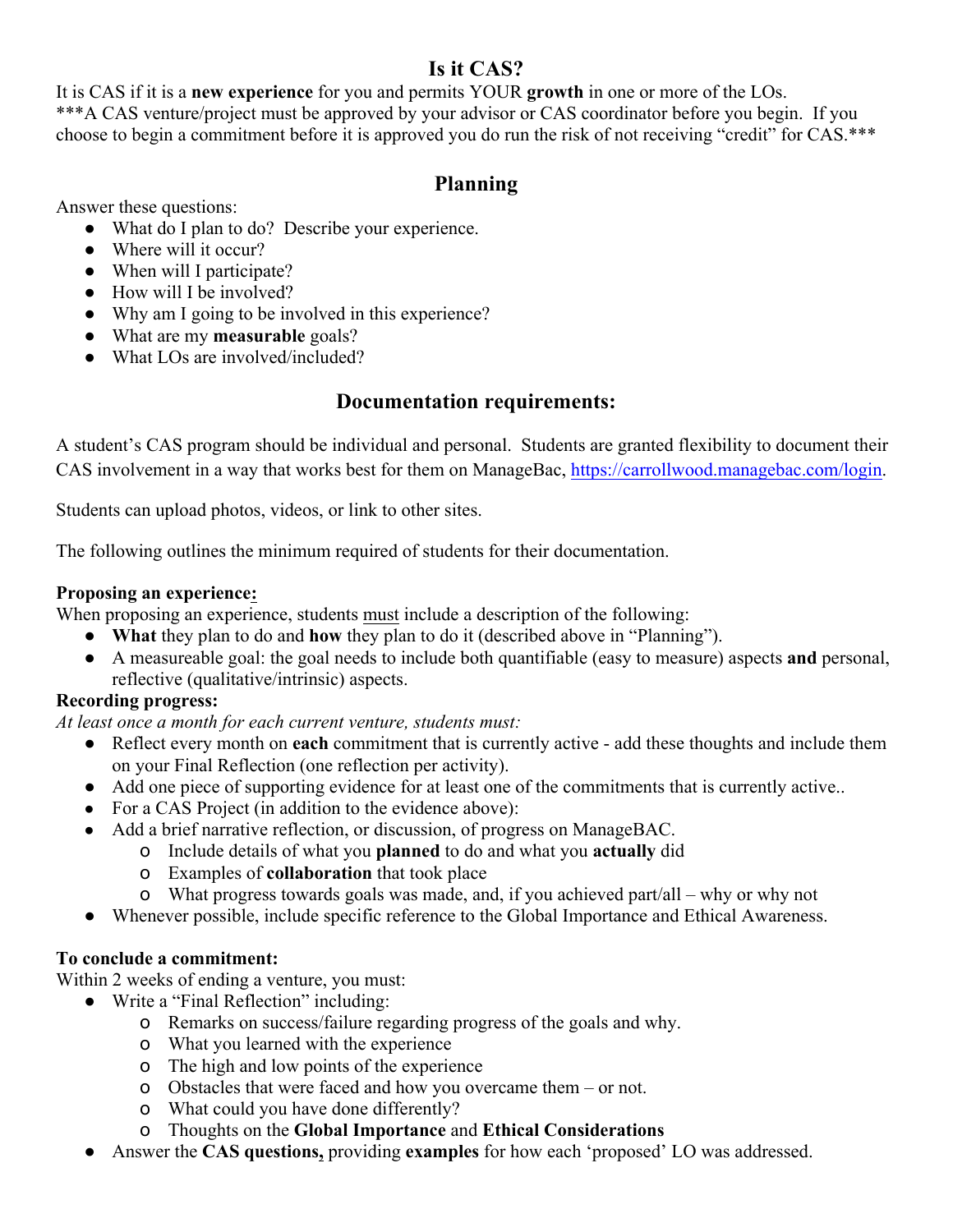# Is it CAS?

It is CAS if it is a **new experience** for you and permits YOUR **growth** in one or more of the LOs.
***A CAS venture/project must be approved by your advisor or CAS coordinator before you begin. If you choose to begin a commitment before it is approved you do run the risk of not receiving "credit" for CAS.***

## Planning

Answer these questions:

- What do I plan to do? Describe your experience.
- Where will it occur?
- When will I participate?
- How will I be involved?
- Why am I going to be involved in this experience?
- What are my **measurable** goals?
- What LOs are involved/included?

## Documentation requirements:

A student's CAS program should be individual and personal. Students are granted flexibility to document their CAS involvement in a way that works best for them on ManageBac, https://carrollwood.managebac.com/login.

Students can upload photos, videos, or link to other sites.

The following outlines the minimum required of students for their documentation.

**Proposing an experience:**
When proposing an experience, students must include a description of the following:

- **What** they plan to do and **how** they plan to do it (described above in "Planning").
- A measureable goal: the goal needs to include both quantifiable (easy to measure) aspects **and** personal, reflective (qualitative/intrinsic) aspects.

**Recording progress:**
*At least once a month for each current venture, students must:*

- Reflect every month on **each** commitment that is currently active - add these thoughts and include them on your Final Reflection (one reflection per activity).
- Add one piece of supporting evidence for at least one of the commitments that is currently active..
- For a CAS Project (in addition to the evidence above):
- Add a brief narrative reflection, or discussion, of progress on ManageBAC.
  - Include details of what you **planned** to do and what you **actually** did
  - Examples of **collaboration** that took place
  - What progress towards goals was made, and, if you achieved part/all – why or why not
- Whenever possible, include specific reference to the Global Importance and Ethical Awareness.

**To conclude a commitment:**
Within 2 weeks of ending a venture, you must:

- Write a "Final Reflection" including:
  - Remarks on success/failure regarding progress of the goals and why.
  - What you learned with the experience
  - The high and low points of the experience
  - Obstacles that were faced and how you overcame them – or not.
  - What could you have done differently?
  - Thoughts on the **Global Importance** and **Ethical Considerations**
- Answer the **CAS questions,** providing **examples** for how each 'proposed' LO was addressed.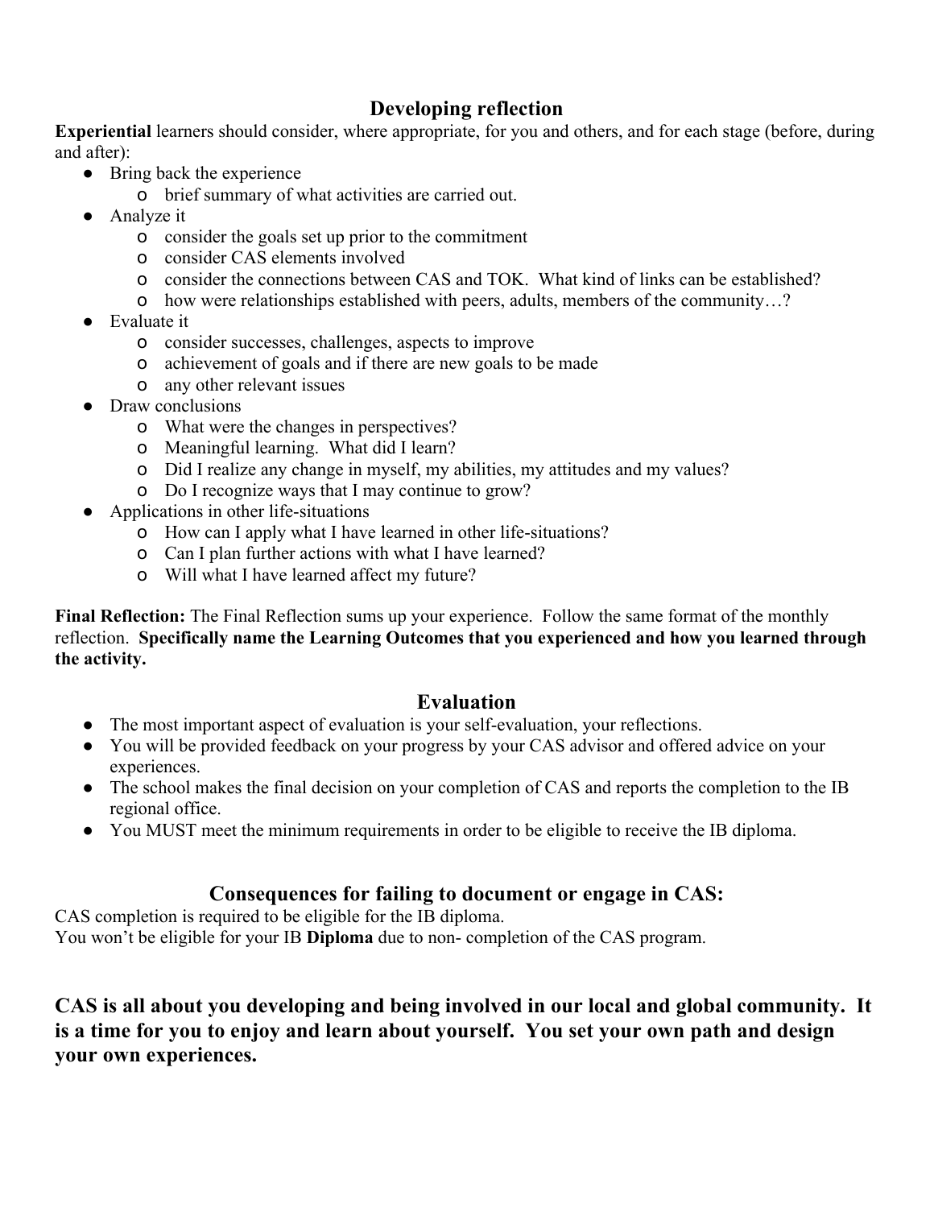## Developing reflection

**Experiential** learners should consider, where appropriate, for you and others, and for each stage (before, during and after):

- Bring back the experience
  - brief summary of what activities are carried out.
- Analyze it
  - consider the goals set up prior to the commitment
  - consider CAS elements involved
  - consider the connections between CAS and TOK. What kind of links can be established?
  - how were relationships established with peers, adults, members of the community…?
- Evaluate it
  - consider successes, challenges, aspects to improve
  - achievement of goals and if there are new goals to be made
  - any other relevant issues
- Draw conclusions
  - What were the changes in perspectives?
  - Meaningful learning. What did I learn?
  - Did I realize any change in myself, my abilities, my attitudes and my values?
  - Do I recognize ways that I may continue to grow?
- Applications in other life-situations
  - How can I apply what I have learned in other life-situations?
  - Can I plan further actions with what I have learned?
  - Will what I have learned affect my future?

**Final Reflection:** The Final Reflection sums up your experience. Follow the same format of the monthly reflection. **Specifically name the Learning Outcomes that you experienced and how you learned through the activity.**

## Evaluation

- The most important aspect of evaluation is your self-evaluation, your reflections.
- You will be provided feedback on your progress by your CAS advisor and offered advice on your experiences.
- The school makes the final decision on your completion of CAS and reports the completion to the IB regional office.
- You MUST meet the minimum requirements in order to be eligible to receive the IB diploma.

## Consequences for failing to document or engage in CAS:

CAS completion is required to be eligible for the IB diploma.
You won't be eligible for your IB **Diploma** due to non- completion of the CAS program.

**CAS is all about you developing and being involved in our local and global community. It is a time for you to enjoy and learn about yourself. You set your own path and design your own experiences.**